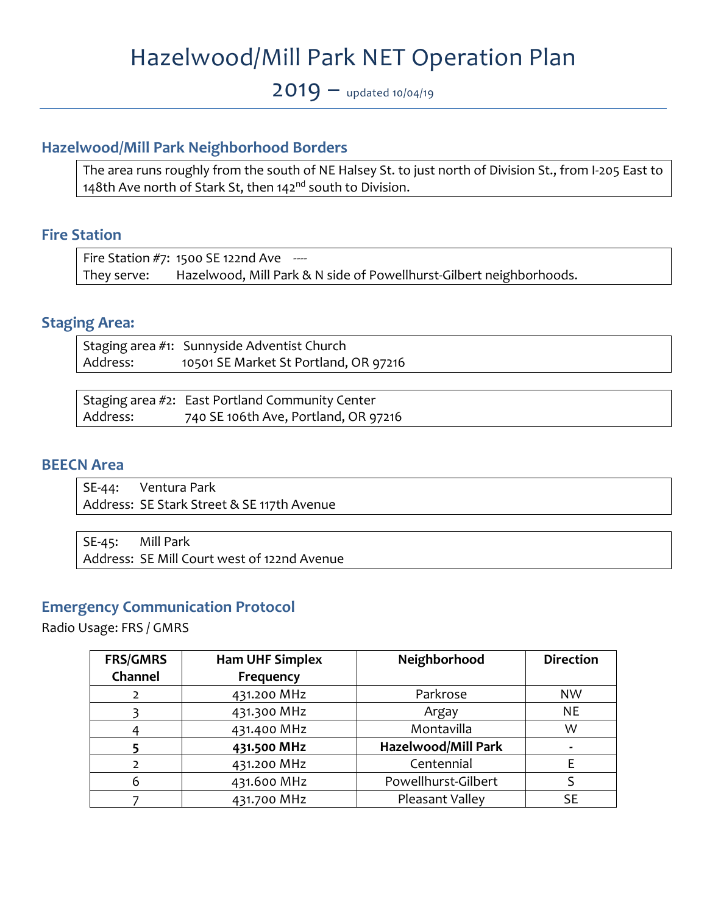# Hazelwood/Mill Park NET Operation Plan

## 2019 – updated 10/04/19

### Hazelwood/Mill Park Neighborhood Borders

The area runs roughly from the south of NE Halsey St. to just north of Division St., from I-205 East to 148th Ave north of Stark St, then 142nd south to Division.

### Fire Station

Fire Station #7: 1500 SE 122nd Ave ----
They serve: Hazelwood, Mill Park & N side of Powellhurst-Gilbert neighborhoods.

### Staging Area:

Staging area #1: Sunnyside Adventist Church
Address: 10501 SE Market St Portland, OR 97216

Staging area #2: East Portland Community Center
Address: 740 SE 106th Ave, Portland, OR 97216

### BEECN Area

SE-44: Ventura Park
Address: SE Stark Street & SE 117th Avenue

SE-45: Mill Park
Address: SE Mill Court west of 122nd Avenue

### Emergency Communication Protocol

Radio Usage: FRS / GMRS

| FRS/GMRS Channel | Ham UHF Simplex Frequency | Neighborhood | Direction |
|---|---|---|---|
| 2 | 431.200 MHz | Parkrose | NW |
| 3 | 431.300 MHz | Argay | NE |
| 4 | 431.400 MHz | Montavilla | W |
| **5** | **431.500 MHz** | **Hazelwood/Mill Park** | **-** |
| 2 | 431.200 MHz | Centennial | E |
| 6 | 431.600 MHz | Powellhurst-Gilbert | S |
| 7 | 431.700 MHz | Pleasant Valley | SE |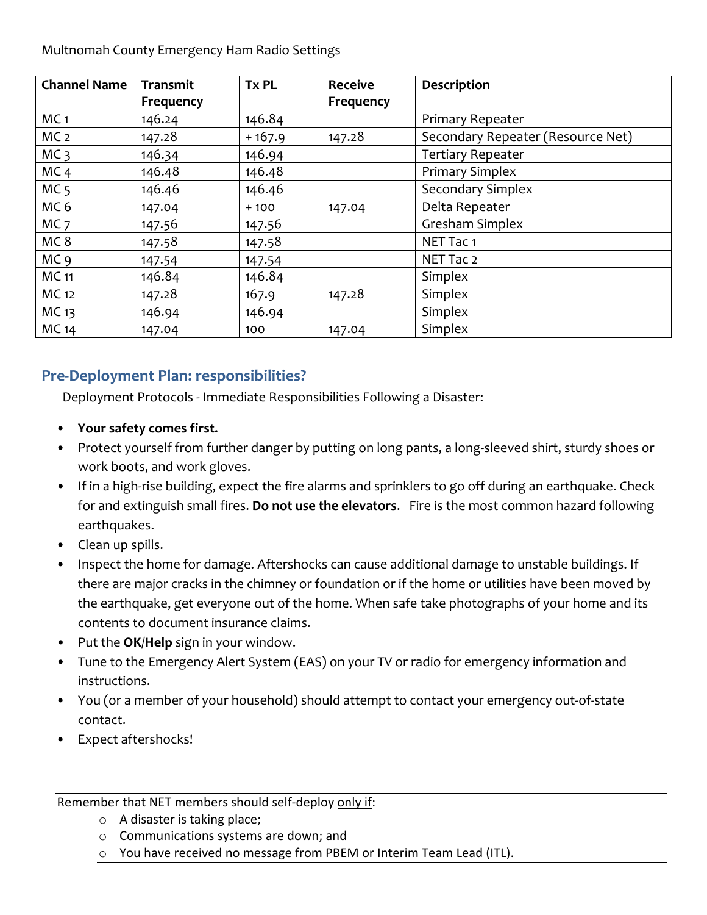Multnomah County Emergency Ham Radio Settings

| Channel Name | Transmit Frequency | Tx PL | Receive Frequency | Description |
|---|---|---|---|---|
| MC 1 | 146.24 | 146.84 | | Primary Repeater |
| MC 2 | 147.28 | + 167.9 | 147.28 | Secondary Repeater (Resource Net) |
| MC 3 | 146.34 | 146.94 | | Tertiary Repeater |
| MC 4 | 146.48 | 146.48 | | Primary Simplex |
| MC 5 | 146.46 | 146.46 | | Secondary Simplex |
| MC 6 | 147.04 | + 100 | 147.04 | Delta Repeater |
| MC 7 | 147.56 | 147.56 | | Gresham Simplex |
| MC 8 | 147.58 | 147.58 | | NET Tac 1 |
| MC 9 | 147.54 | 147.54 | | NET Tac 2 |
| MC 11 | 146.84 | 146.84 | | Simplex |
| MC 12 | 147.28 | 167.9 | 147.28 | Simplex |
| MC 13 | 146.94 | 146.94 | | Simplex |
| MC 14 | 147.04 | 100 | 147.04 | Simplex |

## Pre-Deployment Plan: responsibilities?

Deployment Protocols - Immediate Responsibilities Following a Disaster:

- **Your safety comes first.**
- Protect yourself from further danger by putting on long pants, a long-sleeved shirt, sturdy shoes or work boots, and work gloves.
- If in a high-rise building, expect the fire alarms and sprinklers to go off during an earthquake. Check for and extinguish small fires. **Do not use the elevators**. Fire is the most common hazard following earthquakes.
- Clean up spills.
- Inspect the home for damage. Aftershocks can cause additional damage to unstable buildings. If there are major cracks in the chimney or foundation or if the home or utilities have been moved by the earthquake, get everyone out of the home. When safe take photographs of your home and its contents to document insurance claims.
- Put the **OK**/**Help** sign in your window.
- Tune to the Emergency Alert System (EAS) on your TV or radio for emergency information and instructions.
- You (or a member of your household) should attempt to contact your emergency out-of-state contact.
- Expect aftershocks!

---

Remember that NET members should self-deploy only if:

- A disaster is taking place;
- Communications systems are down; and
- You have received no message from PBEM or Interim Team Lead (ITL).

---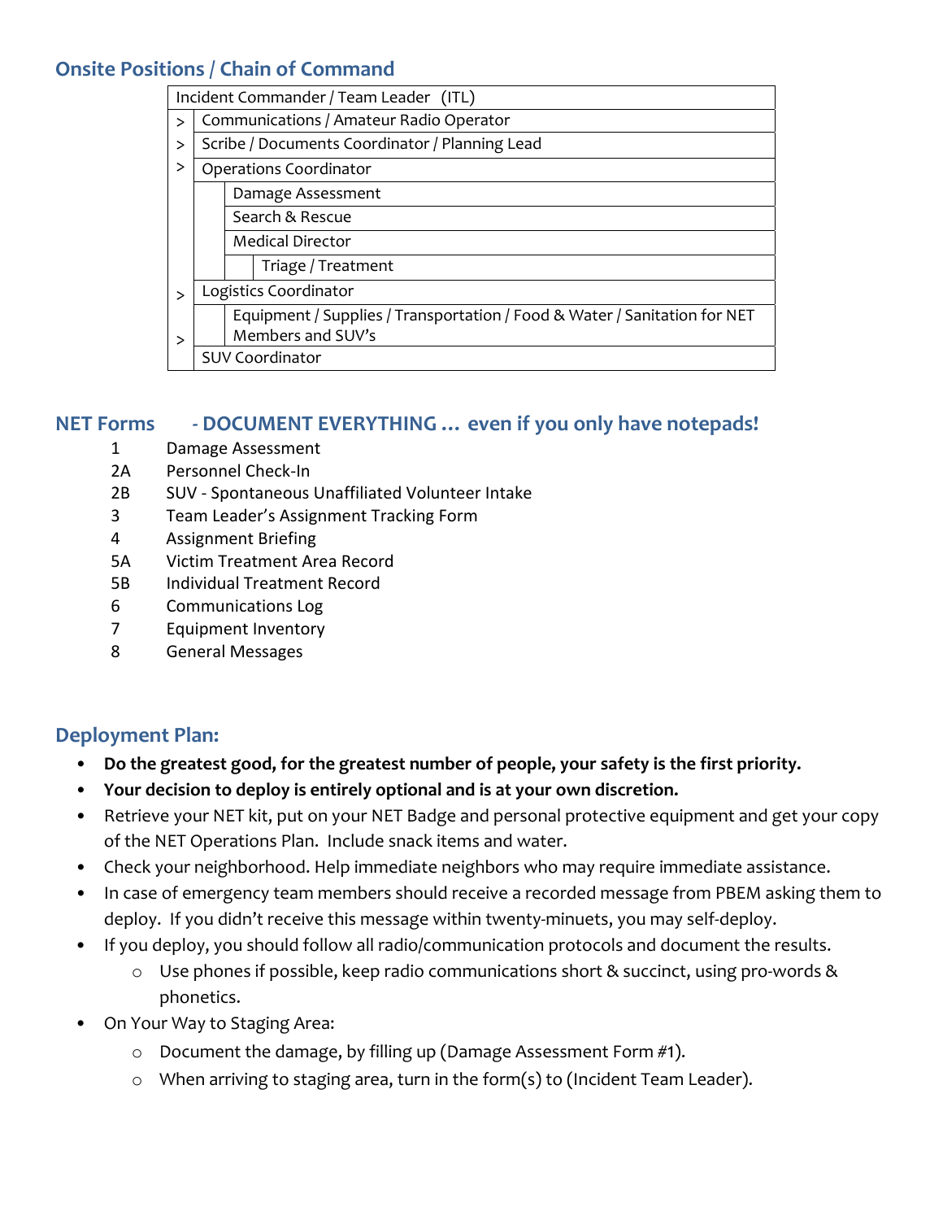## Onsite Positions / Chain of Command

| Incident Commander / Team Leader (ITL) | | | |
|---|---|---|---|
| > | Communications / Amateur Radio Operator | | |
| > | Scribe / Documents Coordinator / Planning Lead | | |
| > | Operations Coordinator | | |
| | | Damage Assessment | |
| | | Search & Rescue | |
| | | Medical Director | |
| | | | Triage / Treatment |
| > | Logistics Coordinator | | |
| | | Equipment / Supplies / Transportation / Food & Water / Sanitation for NET Members and SUV's | |
| > | SUV Coordinator | | |

## NET Forms - DOCUMENT EVERYTHING … even if you only have notepads!

| | |
|---|---|
| 1 | Damage Assessment |
| 2A | Personnel Check-In |
| 2B | SUV - Spontaneous Unaffiliated Volunteer Intake |
| 3 | Team Leader's Assignment Tracking Form |
| 4 | Assignment Briefing |
| 5A | Victim Treatment Area Record |
| 5B | Individual Treatment Record |
| 6 | Communications Log |
| 7 | Equipment Inventory |
| 8 | General Messages |

## Deployment Plan:

- **Do the greatest good, for the greatest number of people, your safety is the first priority.**
- **Your decision to deploy is entirely optional and is at your own discretion.**
- Retrieve your NET kit, put on your NET Badge and personal protective equipment and get your copy of the NET Operations Plan. Include snack items and water.
- Check your neighborhood. Help immediate neighbors who may require immediate assistance.
- In case of emergency team members should receive a recorded message from PBEM asking them to deploy. If you didn't receive this message within twenty-minuets, you may self-deploy.
- If you deploy, you should follow all radio/communication protocols and document the results.
  - Use phones if possible, keep radio communications short & succinct, using pro-words & phonetics.
- On Your Way to Staging Area:
  - Document the damage, by filling up (Damage Assessment Form #1).
  - When arriving to staging area, turn in the form(s) to (Incident Team Leader).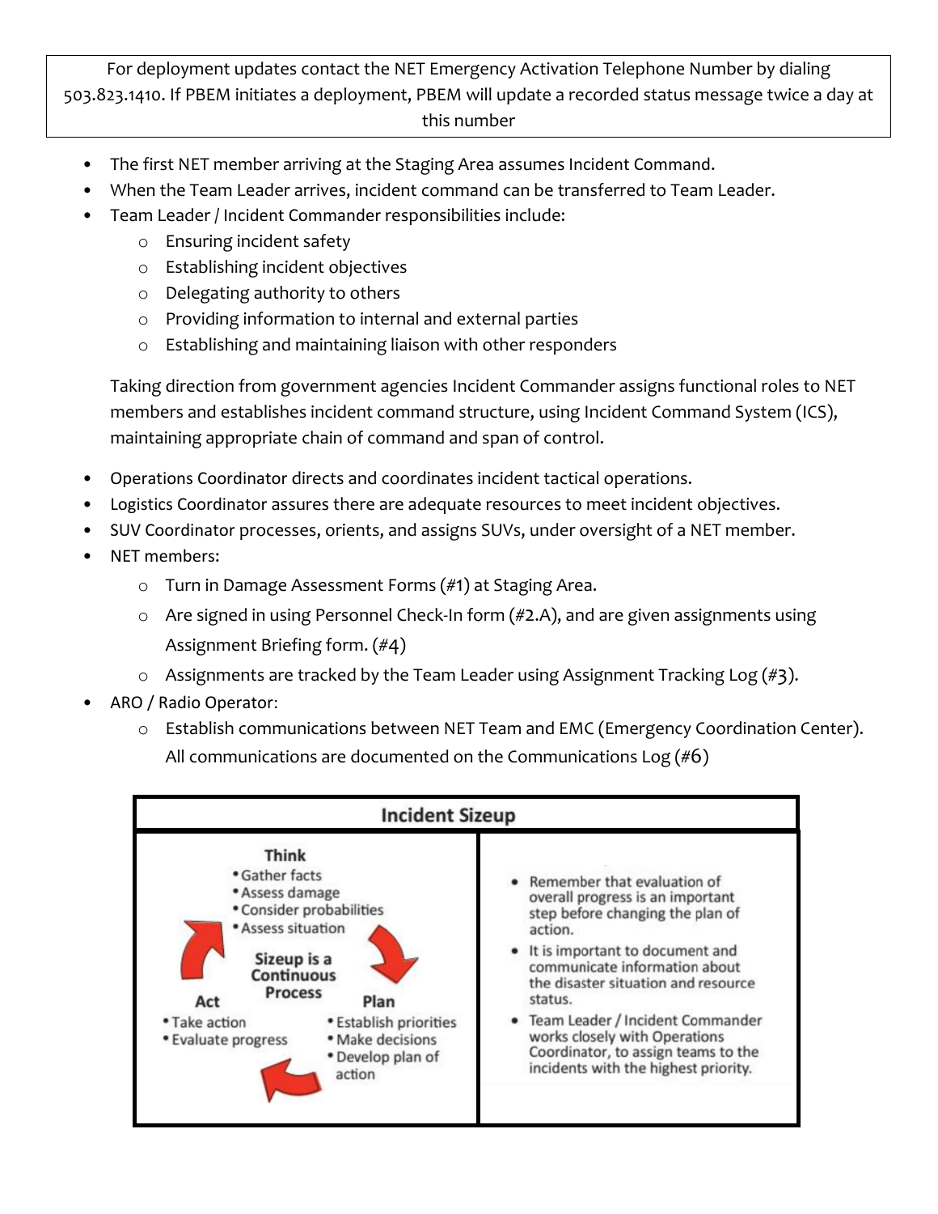For deployment updates contact the NET Emergency Activation Telephone Number by dialing 503.823.1410. If PBEM initiates a deployment, PBEM will update a recorded status message twice a day at this number

- The first NET member arriving at the Staging Area assumes Incident Command.
- When the Team Leader arrives, incident command can be transferred to Team Leader.
- Team Leader / Incident Commander responsibilities include:
  - Ensuring incident safety
  - Establishing incident objectives
  - Delegating authority to others
  - Providing information to internal and external parties
  - Establishing and maintaining liaison with other responders

  Taking direction from government agencies Incident Commander assigns functional roles to NET members and establishes incident command structure, using Incident Command System (ICS), maintaining appropriate chain of command and span of control.

- Operations Coordinator directs and coordinates incident tactical operations.
- Logistics Coordinator assures there are adequate resources to meet incident objectives.
- SUV Coordinator processes, orients, and assigns SUVs, under oversight of a NET member.
- NET members:
  - Turn in Damage Assessment Forms (#1) at Staging Area.
  - Are signed in using Personnel Check-In form (#2.A), and are given assignments using Assignment Briefing form. (#4)
  - Assignments are tracked by the Team Leader using Assignment Tracking Log (#3).
- ARO / Radio Operator:
  - Establish communications between NET Team and EMC (Emergency Coordination Center). All communications are documented on the Communications Log (#6)

## Incident Sizeup

**Sizeup is a Continuous Process**

**Think**
- Gather facts
- Assess damage
- Consider probabilities
- Assess situation

**Plan**
- Establish priorities
- Make decisions
- Develop plan of action

**Act**
- Take action
- Evaluate progress

---

- Remember that evaluation of overall progress is an important step before changing the plan of action.
- It is important to document and communicate information about the disaster situation and resource status.
- Team Leader / Incident Commander works closely with Operations Coordinator, to assign teams to the incidents with the highest priority.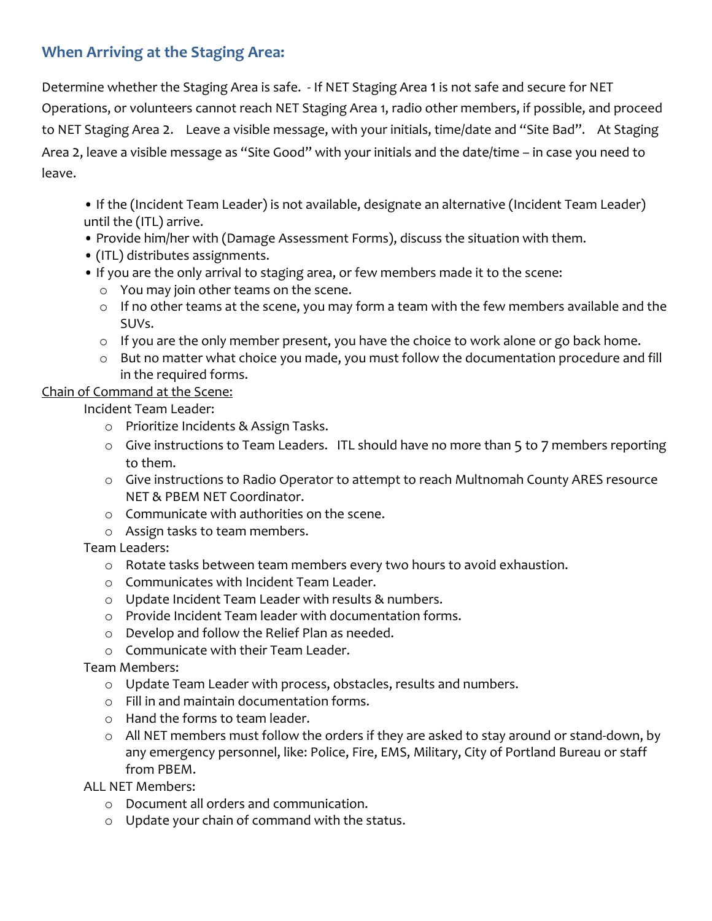## When Arriving at the Staging Area:

Determine whether the Staging Area is safe. - If NET Staging Area 1 is not safe and secure for NET Operations, or volunteers cannot reach NET Staging Area 1, radio other members, if possible, and proceed to NET Staging Area 2. Leave a visible message, with your initials, time/date and "Site Bad". At Staging Area 2, leave a visible message as "Site Good" with your initials and the date/time – in case you need to leave.

- If the (Incident Team Leader) is not available, designate an alternative (Incident Team Leader) until the (ITL) arrive.
- Provide him/her with (Damage Assessment Forms), discuss the situation with them.
- (ITL) distributes assignments.
- If you are the only arrival to staging area, or few members made it to the scene:
  - You may join other teams on the scene.
  - If no other teams at the scene, you may form a team with the few members available and the SUVs.
  - If you are the only member present, you have the choice to work alone or go back home.
  - But no matter what choice you made, you must follow the documentation procedure and fill in the required forms.

<u>Chain of Command at the Scene:</u>

Incident Team Leader:
- Prioritize Incidents & Assign Tasks.
- Give instructions to Team Leaders. ITL should have no more than 5 to 7 members reporting to them.
- Give instructions to Radio Operator to attempt to reach Multnomah County ARES resource NET & PBEM NET Coordinator.
- Communicate with authorities on the scene.
- Assign tasks to team members.

Team Leaders:
- Rotate tasks between team members every two hours to avoid exhaustion.
- Communicates with Incident Team Leader.
- Update Incident Team Leader with results & numbers.
- Provide Incident Team leader with documentation forms.
- Develop and follow the Relief Plan as needed.
- Communicate with their Team Leader.

Team Members:
- Update Team Leader with process, obstacles, results and numbers.
- Fill in and maintain documentation forms.
- Hand the forms to team leader.
- All NET members must follow the orders if they are asked to stay around or stand-down, by any emergency personnel, like: Police, Fire, EMS, Military, City of Portland Bureau or staff from PBEM.

ALL NET Members:
- Document all orders and communication.
- Update your chain of command with the status.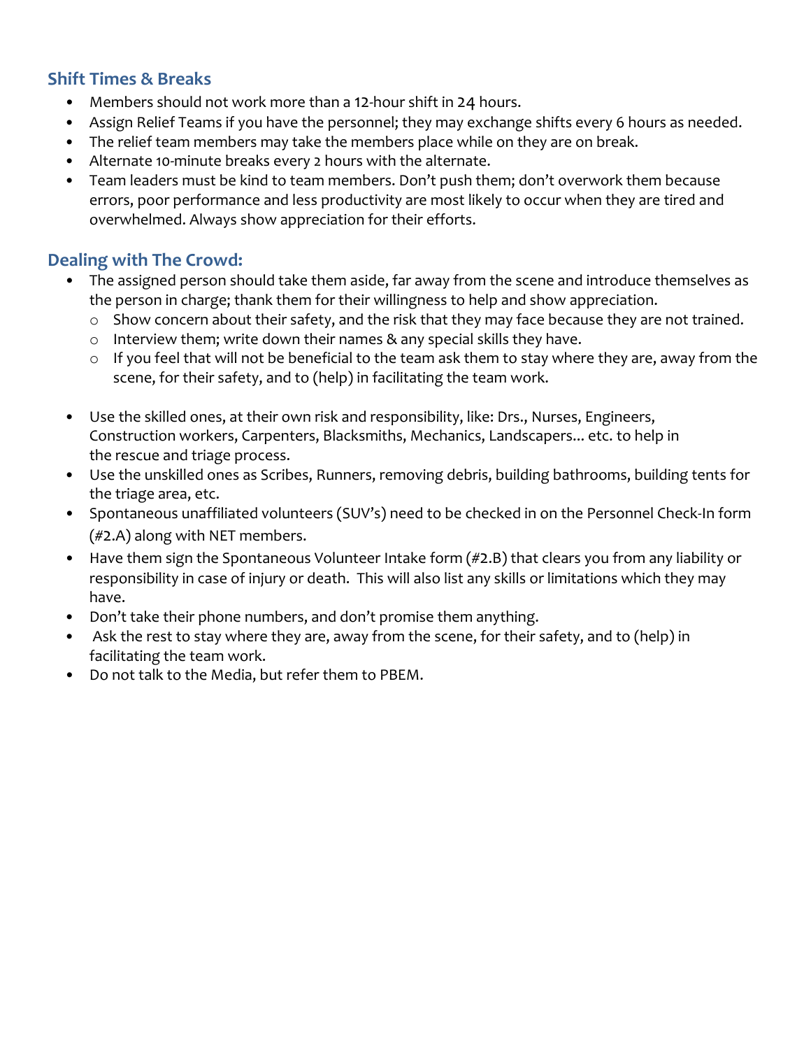## Shift Times & Breaks

- Members should not work more than a 12-hour shift in 24 hours.
- Assign Relief Teams if you have the personnel; they may exchange shifts every 6 hours as needed.
- The relief team members may take the members place while on they are on break.
- Alternate 10-minute breaks every 2 hours with the alternate.
- Team leaders must be kind to team members. Don't push them; don't overwork them because errors, poor performance and less productivity are most likely to occur when they are tired and overwhelmed. Always show appreciation for their efforts.

## Dealing with The Crowd:

- The assigned person should take them aside, far away from the scene and introduce themselves as the person in charge; thank them for their willingness to help and show appreciation.
  - Show concern about their safety, and the risk that they may face because they are not trained.
  - Interview them; write down their names & any special skills they have.
  - If you feel that will not be beneficial to the team ask them to stay where they are, away from the scene, for their safety, and to (help) in facilitating the team work.

- Use the skilled ones, at their own risk and responsibility, like: Drs., Nurses, Engineers, Construction workers, Carpenters, Blacksmiths, Mechanics, Landscapers… etc. to help in the rescue and triage process.
- Use the unskilled ones as Scribes, Runners, removing debris, building bathrooms, building tents for the triage area, etc.
- Spontaneous unaffiliated volunteers (SUV's) need to be checked in on the Personnel Check-In form (#2.A) along with NET members.
- Have them sign the Spontaneous Volunteer Intake form (#2.B) that clears you from any liability or responsibility in case of injury or death. This will also list any skills or limitations which they may have.
- Don't take their phone numbers, and don't promise them anything.
- Ask the rest to stay where they are, away from the scene, for their safety, and to (help) in facilitating the team work.
- Do not talk to the Media, but refer them to PBEM.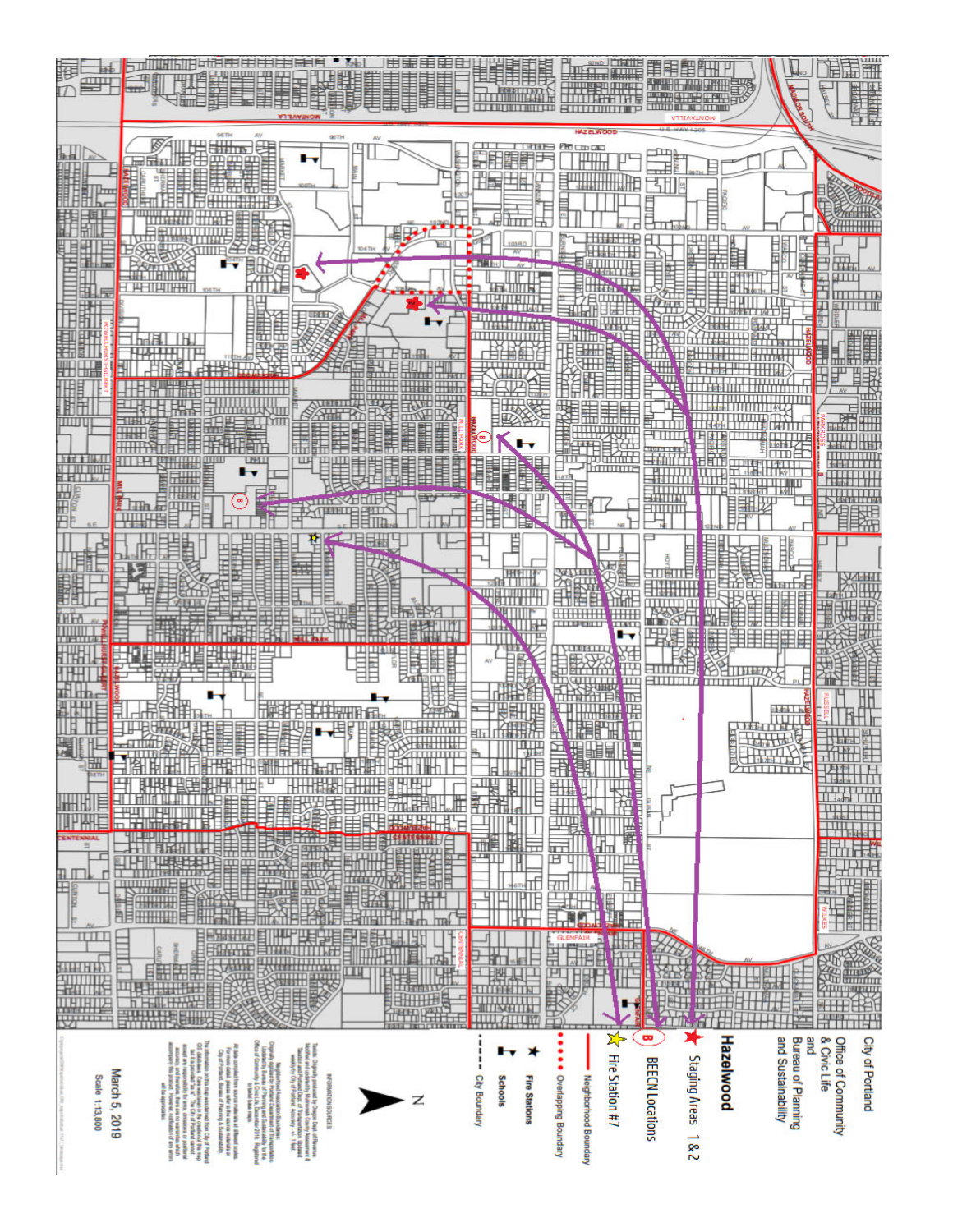City of Portland
Office of Community & Civic Life
and
Bureau of Planning and Sustainability

## Hazelwood

- Staging Areas 1 & 2
- BEECN Locations
- Fire Station #7
- Neighborhood Boundary
- Overlapping Boundary
- Fire Stations
- Schools
- City Boundary

N

INFORMATION SOURCES:

March 5, 2019

Scale 1:13,800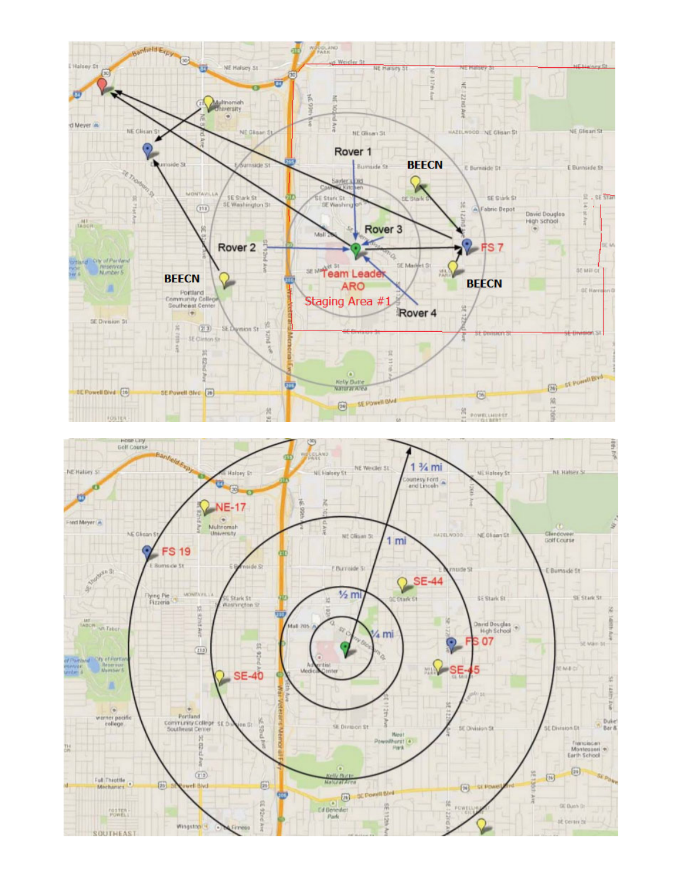Rover 1

BEECN

Rover 3

Rover 2

FS 7

Team Leader
ARO
Staging Area #1

BEECN

Rover 4

BEECN

1 ¾ mi

NE-17

FS 19

1 mi

SE-44

½ mi

¼ mi

FS 07

SE-45

SE-40